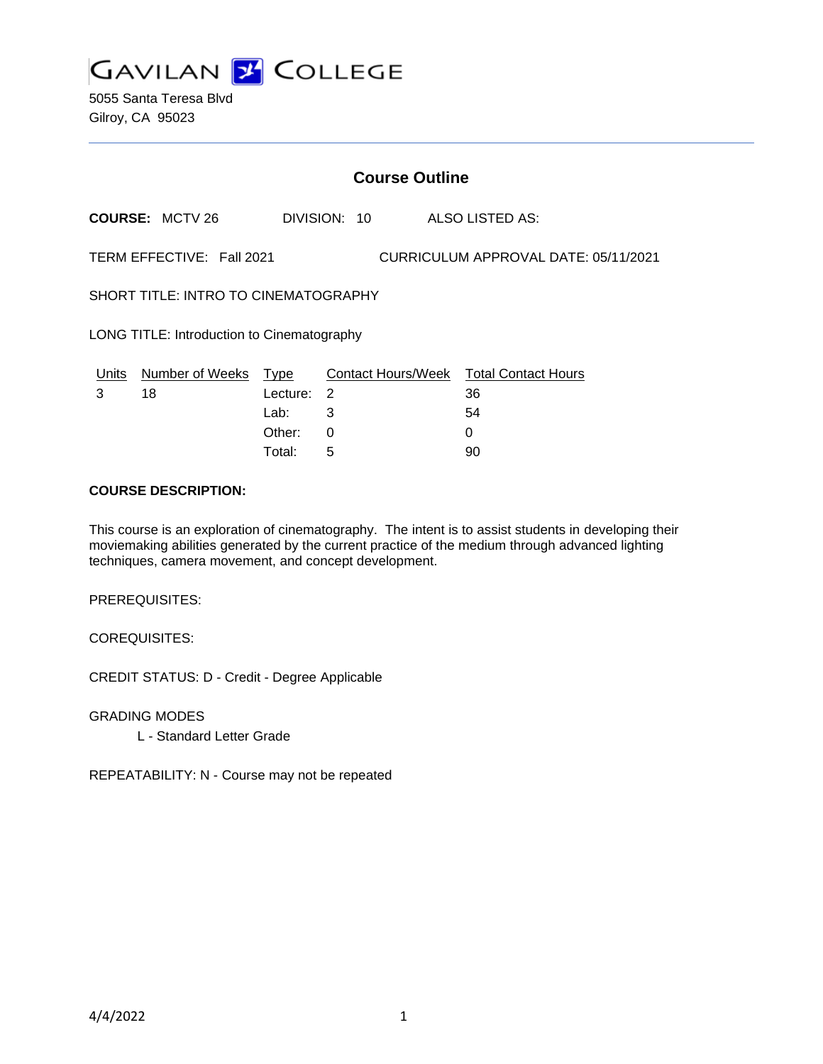# GAVILAN COLLEGE

5055 Santa Teresa Blvd
Gilroy, CA 95023

## Course Outline

**COURSE:** MCTV 26 DIVISION: 10 ALSO LISTED AS:

TERM EFFECTIVE: Fall 2021 CURRICULUM APPROVAL DATE: 05/11/2021

SHORT TITLE: INTRO TO CINEMATOGRAPHY

LONG TITLE: Introduction to Cinematography

| Units | Number of Weeks | Type | Contact Hours/Week | Total Contact Hours |
|---|---|---|---|---|
| 3 | 18 | Lecture: | 2 | 36 |
| | | Lab: | 3 | 54 |
| | | Other: | 0 | 0 |
| | | Total: | 5 | 90 |

**COURSE DESCRIPTION:**

This course is an exploration of cinematography. The intent is to assist students in developing their moviemaking abilities generated by the current practice of the medium through advanced lighting techniques, camera movement, and concept development.

PREREQUISITES:

COREQUISITES:

CREDIT STATUS: D - Credit - Degree Applicable

GRADING MODES

L - Standard Letter Grade

REPEATABILITY: N - Course may not be repeated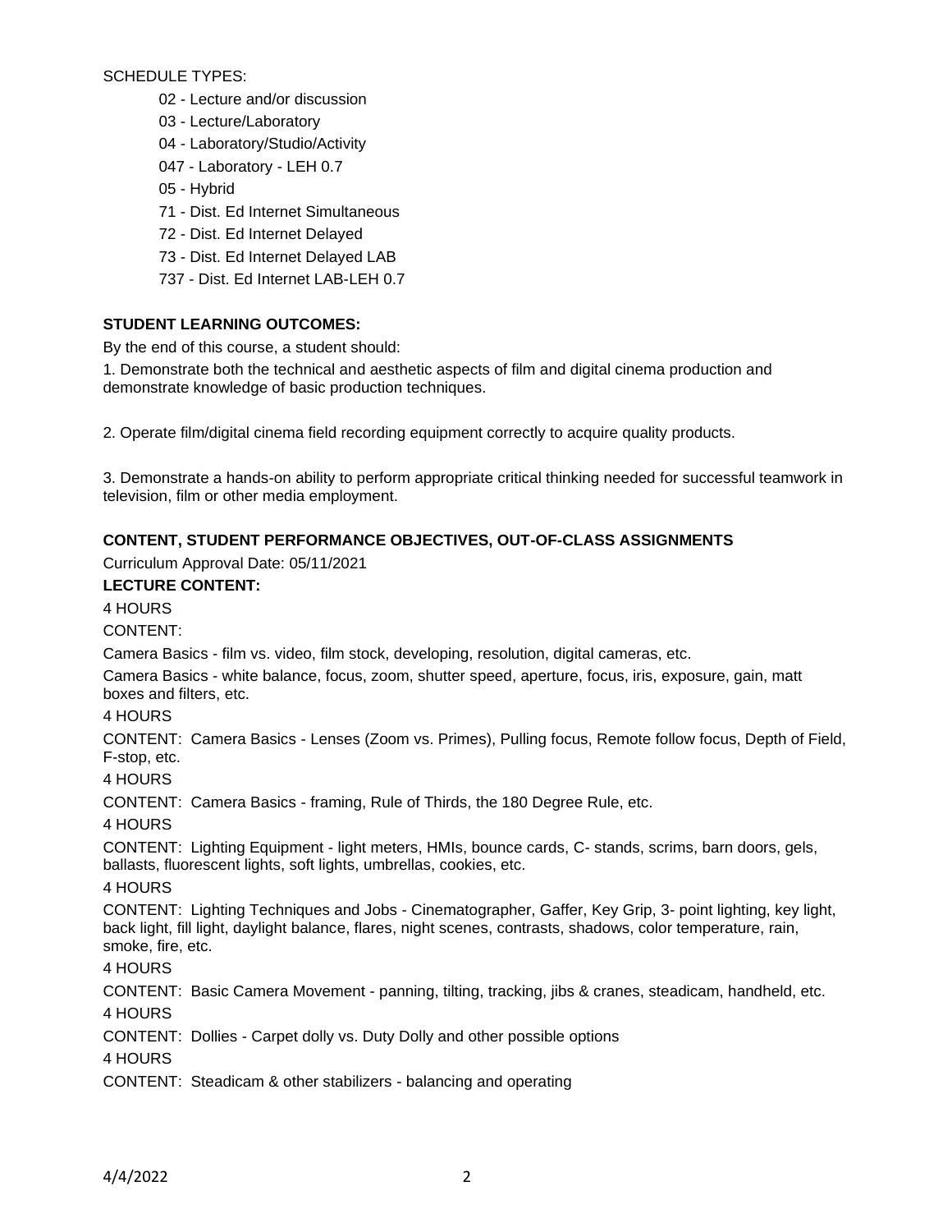SCHEDULE TYPES:

- 02 - Lecture and/or discussion
- 03 - Lecture/Laboratory
- 04 - Laboratory/Studio/Activity
- 047 - Laboratory - LEH 0.7
- 05 - Hybrid
- 71 - Dist. Ed Internet Simultaneous
- 72 - Dist. Ed Internet Delayed
- 73 - Dist. Ed Internet Delayed LAB
- 737 - Dist. Ed Internet LAB-LEH 0.7

**STUDENT LEARNING OUTCOMES:**

By the end of this course, a student should:

1. Demonstrate both the technical and aesthetic aspects of film and digital cinema production and demonstrate knowledge of basic production techniques.

2. Operate film/digital cinema field recording equipment correctly to acquire quality products.

3. Demonstrate a hands-on ability to perform appropriate critical thinking needed for successful teamwork in television, film or other media employment.

**CONTENT, STUDENT PERFORMANCE OBJECTIVES, OUT-OF-CLASS ASSIGNMENTS**

Curriculum Approval Date: 05/11/2021

**LECTURE CONTENT:**

4 HOURS

CONTENT:

Camera Basics - film vs. video, film stock, developing, resolution, digital cameras, etc.

Camera Basics - white balance, focus, zoom, shutter speed, aperture, focus, iris, exposure, gain, matt boxes and filters, etc.

4 HOURS

CONTENT: Camera Basics - Lenses (Zoom vs. Primes), Pulling focus, Remote follow focus, Depth of Field, F-stop, etc.

4 HOURS

CONTENT: Camera Basics - framing, Rule of Thirds, the 180 Degree Rule, etc.

4 HOURS

CONTENT: Lighting Equipment - light meters, HMIs, bounce cards, C- stands, scrims, barn doors, gels, ballasts, fluorescent lights, soft lights, umbrellas, cookies, etc.

4 HOURS

CONTENT: Lighting Techniques and Jobs - Cinematographer, Gaffer, Key Grip, 3- point lighting, key light, back light, fill light, daylight balance, flares, night scenes, contrasts, shadows, color temperature, rain, smoke, fire, etc.

4 HOURS

CONTENT: Basic Camera Movement - panning, tilting, tracking, jibs & cranes, steadicam, handheld, etc.

4 HOURS

CONTENT: Dollies - Carpet dolly vs. Duty Dolly and other possible options

4 HOURS

CONTENT: Steadicam & other stabilizers - balancing and operating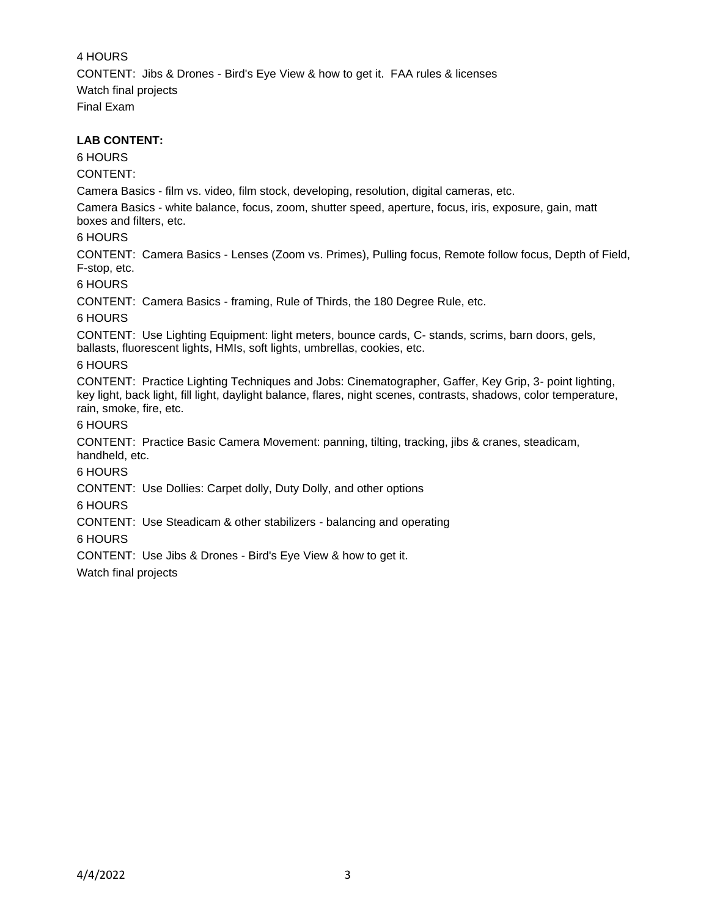4 HOURS

CONTENT:  Jibs & Drones - Bird's Eye View & how to get it.  FAA rules & licenses

Watch final projects

Final Exam

**LAB CONTENT:**

6 HOURS

CONTENT:

Camera Basics - film vs. video, film stock, developing, resolution, digital cameras, etc.

Camera Basics - white balance, focus, zoom, shutter speed, aperture, focus, iris, exposure, gain, matt boxes and filters, etc.

6 HOURS

CONTENT:  Camera Basics - Lenses (Zoom vs. Primes), Pulling focus, Remote follow focus, Depth of Field, F-stop, etc.

6 HOURS

CONTENT:  Camera Basics - framing, Rule of Thirds, the 180 Degree Rule, etc.

6 HOURS

CONTENT:  Use Lighting Equipment: light meters, bounce cards, C- stands, scrims, barn doors, gels, ballasts, fluorescent lights, HMIs, soft lights, umbrellas, cookies, etc.

6 HOURS

CONTENT:  Practice Lighting Techniques and Jobs: Cinematographer, Gaffer, Key Grip, 3- point lighting, key light, back light, fill light, daylight balance, flares, night scenes, contrasts, shadows, color temperature, rain, smoke, fire, etc.

6 HOURS

CONTENT:  Practice Basic Camera Movement: panning, tilting, tracking, jibs & cranes, steadicam, handheld, etc.

6 HOURS

CONTENT:  Use Dollies: Carpet dolly, Duty Dolly, and other options

6 HOURS

CONTENT:  Use Steadicam & other stabilizers - balancing and operating

6 HOURS

CONTENT:  Use Jibs & Drones - Bird's Eye View & how to get it.

Watch final projects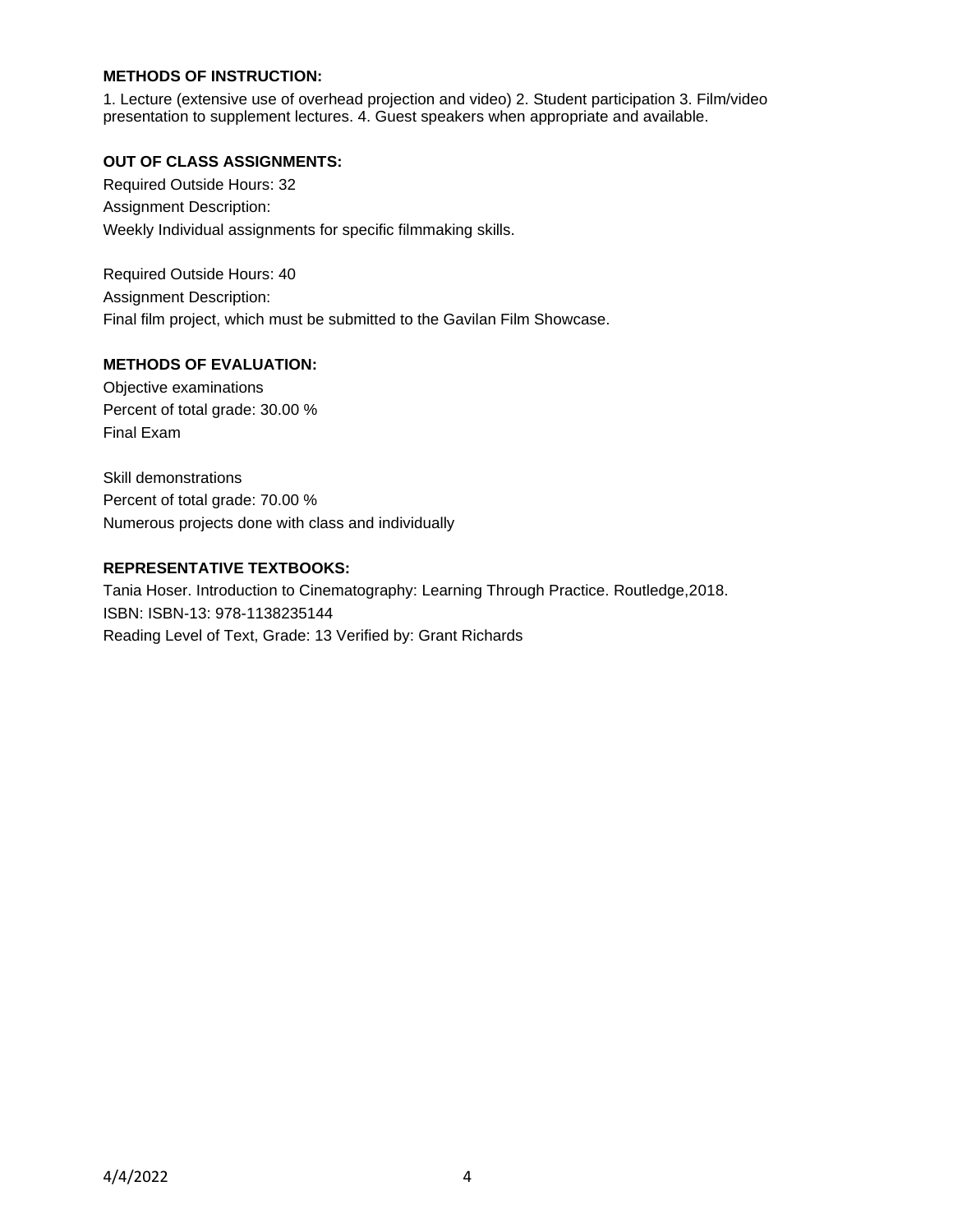**METHODS OF INSTRUCTION:**

1. Lecture (extensive use of overhead projection and video) 2. Student participation 3. Film/video presentation to supplement lectures. 4. Guest speakers when appropriate and available.

**OUT OF CLASS ASSIGNMENTS:**

Required Outside Hours: 32
Assignment Description:
Weekly Individual assignments for specific filmmaking skills.

Required Outside Hours: 40
Assignment Description:
Final film project, which must be submitted to the Gavilan Film Showcase.

**METHODS OF EVALUATION:**

Objective examinations
Percent of total grade: 30.00 %
Final Exam

Skill demonstrations
Percent of total grade: 70.00 %
Numerous projects done with class and individually

**REPRESENTATIVE TEXTBOOKS:**

Tania Hoser. Introduction to Cinematography: Learning Through Practice. Routledge,2018.
ISBN: ISBN-13: 978-1138235144
Reading Level of Text, Grade: 13 Verified by: Grant Richards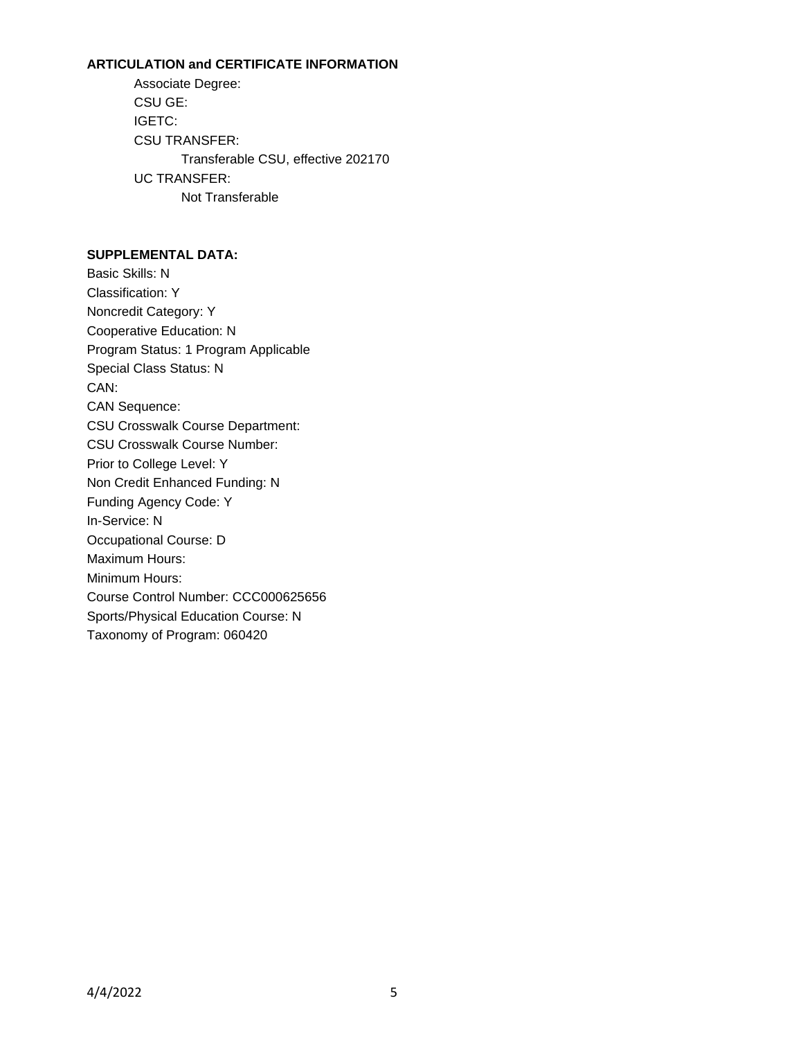**ARTICULATION and CERTIFICATE INFORMATION**

Associate Degree:
CSU GE:
IGETC:
CSU TRANSFER:
  Transferable CSU, effective 202170
UC TRANSFER:
  Not Transferable

**SUPPLEMENTAL DATA:**

Basic Skills: N
Classification: Y
Noncredit Category: Y
Cooperative Education: N
Program Status: 1 Program Applicable
Special Class Status: N
CAN:
CAN Sequence:
CSU Crosswalk Course Department:
CSU Crosswalk Course Number:
Prior to College Level: Y
Non Credit Enhanced Funding: N
Funding Agency Code: Y
In-Service: N
Occupational Course: D
Maximum Hours:
Minimum Hours:
Course Control Number: CCC000625656
Sports/Physical Education Course: N
Taxonomy of Program: 060420

4/4/2022